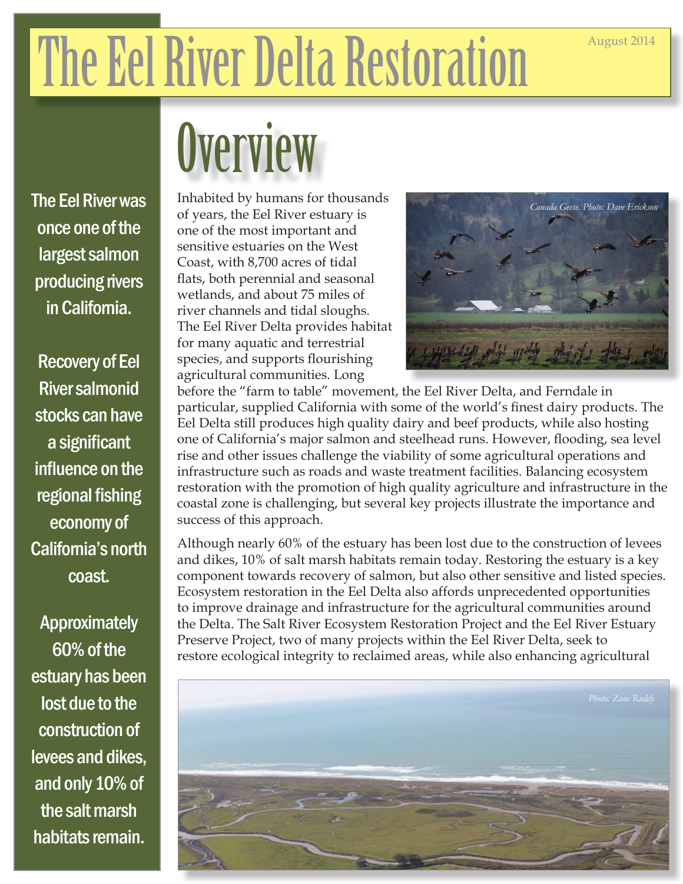# The Eel River Delta Restoration

August 2014

The Eel River was once one of the largest salmon producing rivers in California.

Recovery of Eel River salmonid stocks can have a significant influence on the regional fishing economy of California's north coast.

Approximately 60% of the estuary has been lost due to the construction of levees and dikes, and only 10% of the salt marsh habitats remain.

## Overview

Inhabited by humans for thousands of years, the Eel River estuary is one of the most important and sensitive estuaries on the West Coast, with 8,700 acres of tidal flats, both perennial and seasonal wetlands, and about 75 miles of river channels and tidal sloughs. The Eel River Delta provides habitat for many aquatic and terrestrial species, and supports flourishing agricultural communities. Long before the "farm to table" movement, the Eel River Delta, and Ferndale in particular, supplied California with some of the world's finest dairy products. The Eel Delta still produces high quality dairy and beef products, while also hosting one of California's major salmon and steelhead runs. However, flooding, sea level rise and other issues challenge the viability of some agricultural operations and infrastructure such as roads and waste treatment facilities. Balancing ecosystem restoration with the promotion of high quality agriculture and infrastructure in the coastal zone is challenging, but several key projects illustrate the importance and success of this approach.

*Canada Geese. Photo: Dave Erickson*

Although nearly 60% of the estuary has been lost due to the construction of levees and dikes, 10% of salt marsh habitats remain today. Restoring the estuary is a key component towards recovery of salmon, but also other sensitive and listed species. Ecosystem restoration in the Eel Delta also affords unprecedented opportunities to improve drainage and infrastructure for the agricultural communities around the Delta. The Salt River Ecosystem Restoration Project and the Eel River Estuary Preserve Project, two of many projects within the Eel River Delta, seek to restore ecological integrity to reclaimed areas, while also enhancing agricultural

*Photo: Zane Ruddy*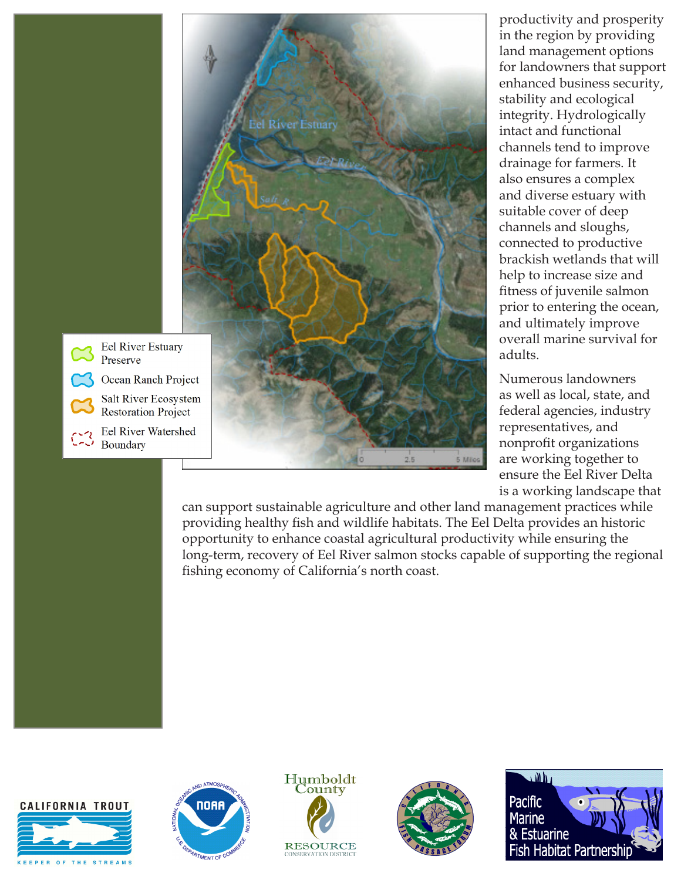Eel River Estuary

Eel River

Salt R.

0 2.5 5 Miles

Eel River Estuary Preserve

Ocean Ranch Project

Salt River Ecosystem Restoration Project

Eel River Watershed Boundary

productivity and prosperity in the region by providing land management options for landowners that support enhanced business security, stability and ecological integrity. Hydrologically intact and functional channels tend to improve drainage for farmers. It also ensures a complex and diverse estuary with suitable cover of deep channels and sloughs, connected to productive brackish wetlands that will help to increase size and fitness of juvenile salmon prior to entering the ocean, and ultimately improve overall marine survival for adults.

Numerous landowners as well as local, state, and federal agencies, industry representatives, and nonprofit organizations are working together to ensure the Eel River Delta is a working landscape that can support sustainable agriculture and other land management practices while providing healthy fish and wildlife habitats. The Eel Delta provides an historic opportunity to enhance coastal agricultural productivity while ensuring the long-term, recovery of Eel River salmon stocks capable of supporting the regional fishing economy of California's north coast.

CALIFORNIA TROUT KEEPER OF THE STREAMS

NOAA NATIONAL OCEANIC AND ATMOSPHERIC ADMINISTRATION U.S. DEPARTMENT OF COMMERCE

Humboldt County RESOURCE CONSERVATION DISTRICT

CALIFORNIA FISH PASSAGE FORUM

Pacific Marine & Estuarine Fish Habitat Partnership